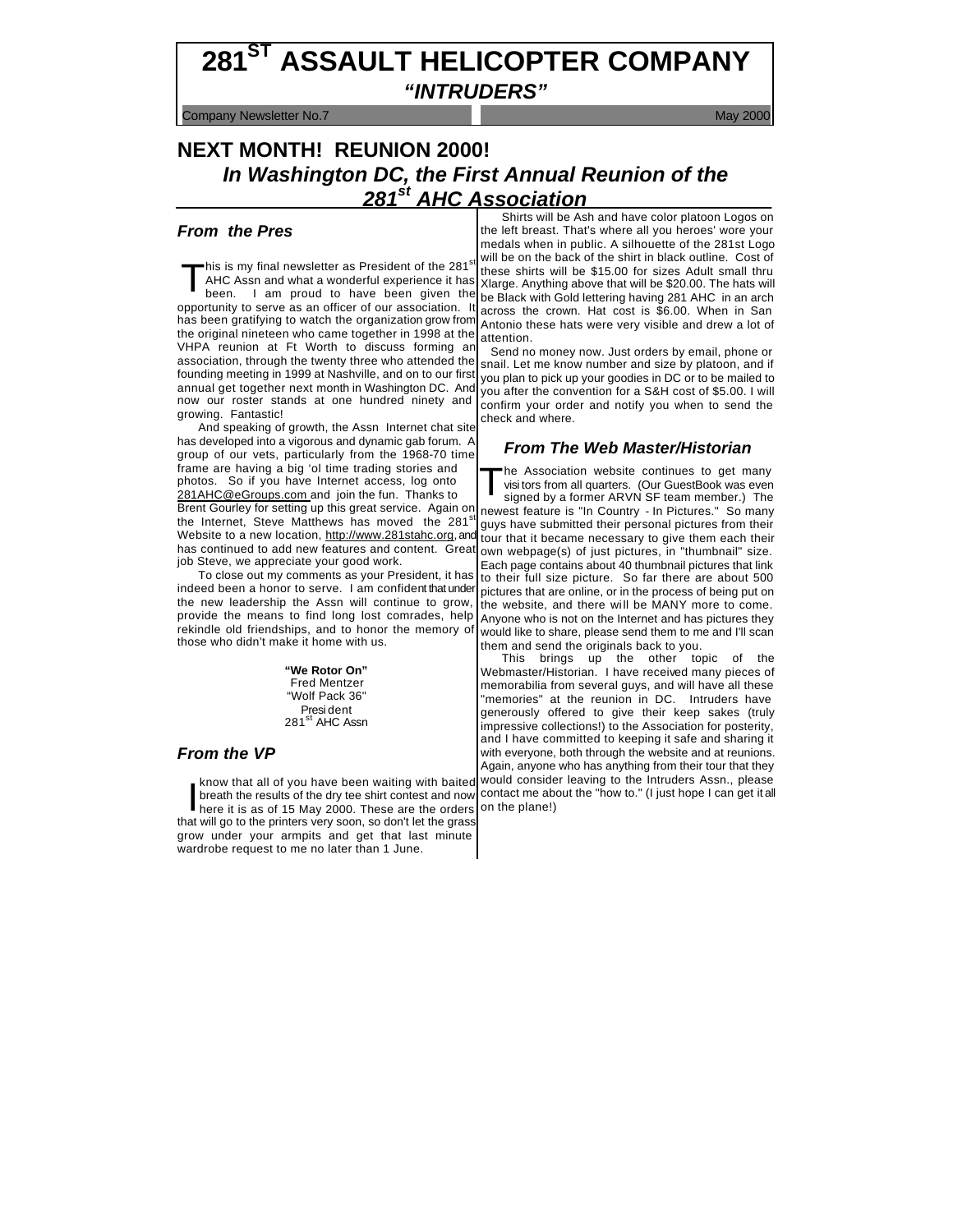# 281[ST] ASSAULT HELICOPTER COMPANY

## *"INTRUDERS"*

Company Newsletter No.7 May 2000

## NEXT MONTH! REUNION 2000!

### *In Washington DC, the First Annual Reunion of the 281st AHC Association*

### *From the Pres*

This is my final newsletter as President of the 281st AHC Assn and what a wonderful experience it has been. I am proud to have been given the opportunity to serve as an officer of our association. It has been gratifying to watch the organization grow from the original nineteen who came together in 1998 at the VHPA reunion at Ft Worth to discuss forming an association, through the twenty three who attended the founding meeting in 1999 at Nashville, and on to our first annual get together next month in Washington DC. And now our roster stands at one hundred ninety and growing. Fantastic!

And speaking of growth, the Assn Internet chat site has developed into a vigorous and dynamic gab forum. A group of our vets, particularly from the 1968-70 time frame are having a big 'ol time trading stories and photos. So if you have Internet access, log onto 281AHC@eGroups.com and join the fun. Thanks to Brent Gourley for setting up this great service. Again on the Internet, Steve Matthews has moved the 281st Website to a new location, http://www.281stahc.org, and has continued to add new features and content. Great job Steve, we appreciate your good work.

To close out my comments as your President, it has indeed been a honor to serve. I am confident that under the new leadership the Assn will continue to grow, provide the means to find long lost comrades, help rekindle old friendships, and to honor the memory of those who didn't make it home with us.

**"We Rotor On"**
Fred Mentzer
"Wolf Pack 36"
President
281st AHC Assn

### *From the VP*

I know that all of you have been waiting with baited breath the results of the dry tee shirt contest and now here it is as of 15 May 2000. These are the orders that will go to the printers very soon, so don't let the grass grow under your armpits and get that last minute wardrobe request to me no later than 1 June.

Shirts will be Ash and have color platoon Logos on the left breast. That's where all you heroes' wore your medals when in public. A silhouette of the 281st Logo will be on the back of the shirt in black outline. Cost of these shirts will be $15.00 for sizes Adult small thru Xlarge. Anything above that will be $20.00. The hats will be Black with Gold lettering having 281 AHC in an arch across the crown. Hat cost is $6.00. When in San Antonio these hats were very visible and drew a lot of attention.

Send no money now. Just orders by email, phone or snail. Let me know number and size by platoon, and if you plan to pick up your goodies in DC or to be mailed to you after the convention for a S&H cost of $5.00. I will confirm your order and notify you when to send the check and where.

### *From The Web Master/Historian*

The Association website continues to get many visitors from all quarters. (Our GuestBook was even signed by a former ARVN SF team member.) The newest feature is "In Country - In Pictures." So many guys have submitted their personal pictures from their tour that it became necessary to give them each their own webpage(s) of just pictures, in "thumbnail" size. Each page contains about 40 thumbnail pictures that link to their full size picture. So far there are about 500 pictures that are online, or in the process of being put on the website, and there will be MANY more to come. Anyone who is not on the Internet and has pictures they would like to share, please send them to me and I'll scan them and send the originals back to you.

This brings up the other topic of the Webmaster/Historian. I have received many pieces of memorabilia from several guys, and will have all these "memories" at the reunion in DC. Intruders have generously offered to give their keep sakes (truly impressive collections!) to the Association for posterity, and I have committed to keeping it safe and sharing it with everyone, both through the website and at reunions. Again, anyone who has anything from their tour that they would consider leaving to the Intruders Assn., please contact me about the "how to." (I just hope I can get it all on the plane!)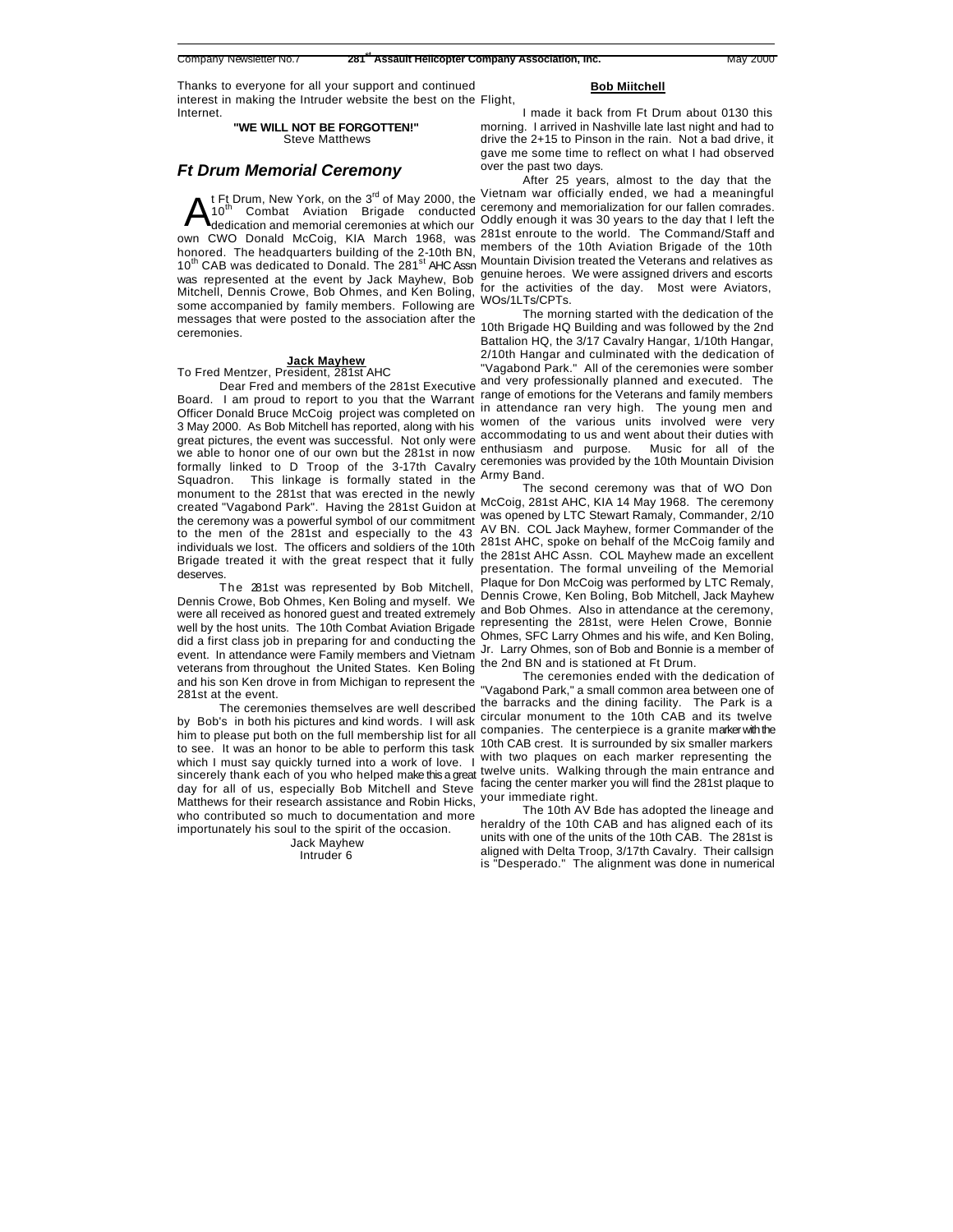Thanks to everyone for all your support and continued interest in making the Intruder website the best on the Internet.

**"WE WILL NOT BE FORGOTTEN!"**
Steve Matthews

## *Ft Drum Memorial Ceremony*

At Ft Drum, New York, on the 3rd of May 2000, the 10th Combat Aviation Brigade conducted dedication and memorial ceremonies at which our own CWO Donald McCoig, KIA March 1968, was honored. The headquarters building of the 2-10th BN, 10th CAB was dedicated to Donald. The 281st AHC Assn was represented at the event by Jack Mayhew, Bob Mitchell, Dennis Crowe, Bob Ohmes, and Ken Boling, some accompanied by family members. Following are messages that were posted to the association after the ceremonies.

**Jack Mayhew**

To Fred Mentzer, President, 281st AHC

Dear Fred and members of the 281st Executive Board. I am proud to report to you that the Warrant Officer Donald Bruce McCoig project was completed on 3 May 2000. As Bob Mitchell has reported, along with his great pictures, the event was successful. Not only were we able to honor one of our own but the 281st in now formally linked to D Troop of the 3-17th Cavalry Squadron. This linkage is formally stated in the monument to the 281st that was erected in the newly created "Vagabond Park". Having the 281st Guidon at the ceremony was a powerful symbol of our commitment to the men of the 281st and especially to the 43 individuals we lost. The officers and soldiers of the 10th Brigade treated it with the great respect that it fully deserves.

The 281st was represented by Bob Mitchell, Dennis Crowe, Bob Ohmes, Ken Boling and myself. We were all received as honored guest and treated extremely well by the host units. The 10th Combat Aviation Brigade did a first class job in preparing for and conducting the event. In attendance were Family members and Vietnam veterans from throughout the United States. Ken Boling and his son Ken drove in from Michigan to represent the 281st at the event.

The ceremonies themselves are well described by Bob's in both his pictures and kind words. I will ask him to please put both on the full membership list for all to see. It was an honor to be able to perform this task which I must say quickly turned into a work of love. I sincerely thank each of you who helped make this a great day for all of us, especially Bob Mitchell and Steve Matthews for their research assistance and Robin Hicks, who contributed so much to documentation and more importunately his soul to the spirit of the occasion.

Jack Mayhew
Intruder 6

**Bob Miitchell**

Flight,

I made it back from Ft Drum about 0130 this morning. I arrived in Nashville late last night and had to drive the 2+15 to Pinson in the rain. Not a bad drive, it gave me some time to reflect on what I had observed over the past two days.

After 25 years, almost to the day that the Vietnam war officially ended, we had a meaningful ceremony and memorialization for our fallen comrades. Oddly enough it was 30 years to the day that I left the 281st enroute to the world. The Command/Staff and members of the 10th Aviation Brigade of the 10th Mountain Division treated the Veterans and relatives as genuine heroes. We were assigned drivers and escorts for the activities of the day. Most were Aviators, WOs/1LTs/CPTs.

The morning started with the dedication of the 10th Brigade HQ Building and was followed by the 2nd Battalion HQ, the 3/17 Cavalry Hangar, 1/10th Hangar, 2/10th Hangar and culminated with the dedication of "Vagabond Park." All of the ceremonies were somber and very professionally planned and executed. The range of emotions for the Veterans and family members in attendance ran very high. The young men and women of the various units involved were very accommodating to us and went about their duties with enthusiasm and purpose. Music for all of the ceremonies was provided by the 10th Mountain Division Army Band.

The second ceremony was that of WO Don McCoig, 281st AHC, KIA 14 May 1968. The ceremony was opened by LTC Stewart Ramaly, Commander, 2/10 AV BN. COL Jack Mayhew, former Commander of the 281st AHC, spoke on behalf of the McCoig family and the 281st AHC Assn. COL Mayhew made an excellent presentation. The formal unveiling of the Memorial Plaque for Don McCoig was performed by LTC Remaly, Dennis Crowe, Ken Boling, Bob Mitchell, Jack Mayhew and Bob Ohmes. Also in attendance at the ceremony, representing the 281st, were Helen Crowe, Bonnie Ohmes, SFC Larry Ohmes and his wife, and Ken Boling, Jr. Larry Ohmes, son of Bob and Bonnie is a member of the 2nd BN and is stationed at Ft Drum.

The ceremonies ended with the dedication of "Vagabond Park," a small common area between one of the barracks and the dining facility. The Park is a circular monument to the 10th CAB and its twelve companies. The centerpiece is a granite marker with the 10th CAB crest. It is surrounded by six smaller markers with two plaques on each marker representing the twelve units. Walking through the main entrance and facing the center marker you will find the 281st plaque to your immediate right.

The 10th AV Bde has adopted the lineage and heraldry of the 10th CAB and has aligned each of its units with one of the units of the 10th CAB. The 281st is aligned with Delta Troop, 3/17th Cavalry. Their callsign is "Desperado." The alignment was done in numerical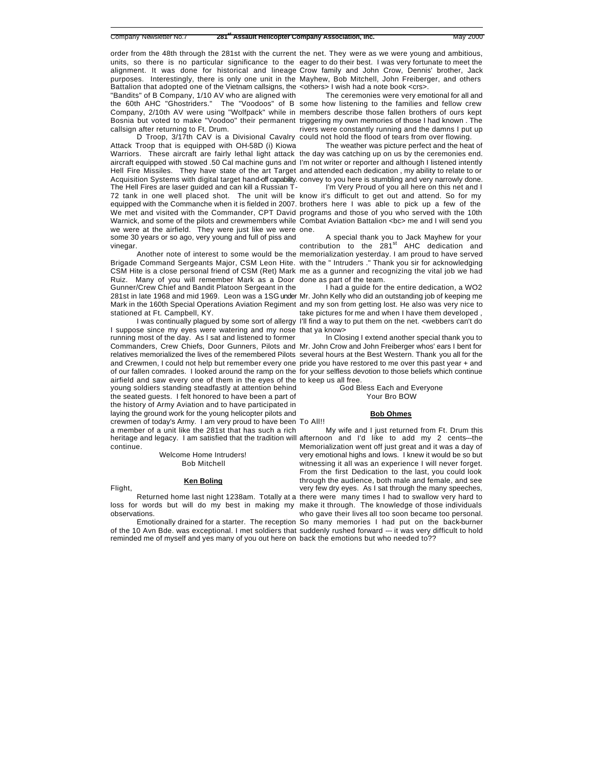order from the 48th through the 281st with the current units, so there is no particular significance to the alignment. It was done for historical and lineage purposes. Interestingly, there is only one unit in the Battalion that adopted one of the Vietnam callsigns, the "Bandits" of B Company, 1/10 AV who are aligned with the 60th AHC "Ghostriders." The "Voodoos" of B Company, 2/10th AV were using "Wolfpack" while in Bosnia but voted to make "Voodoo" their permanent callsign after returning to Ft. Drum.

D Troop, 3/17th CAV is a Divisional Cavalry Attack Troop that is equipped with OH-58D (i) Kiowa Warriors. These aircraft are fairly lethal light attack aircraft equipped with stowed .50 Cal machine guns and Hell Fire Missiles. They have state of the art Target Acquisition Systems with digital target hand-off capability. The Hell Fires are laser guided and can kill a Russian T-72 tank in one well placed shot. The unit will be equipped with the Commanche when it is fielded in 2007. We met and visited with the Commander, CPT David Warnick, and some of the pilots and crewmembers while we were at the airfield. They were just like we were some 30 years or so ago, very young and full of piss and vinegar.

Another note of interest to some would be the Brigade Command Sergeants Major, CSM Leon Hite. CSM Hite is a close personal friend of CSM (Ret) Mark Ruiz. Many of you will remember Mark as a Door Gunner/Crew Chief and Bandit Platoon Sergeant in the 281st in late 1968 and mid 1969. Leon was a 1SG under Mark in the 160th Special Operations Aviation Regiment stationed at Ft. Campbell, KY.

I was continually plagued by some sort of allergy I suppose since my eyes were watering and my nose running most of the day. As I sat and listened to former Commanders, Crew Chiefs, Door Gunners, Pilots and relatives memorialized the lives of the remembered Pilots and Crewmen, I could not help but remember every one of our fallen comrades. I looked around the ramp on the airfield and saw every one of them in the eyes of the young soldiers standing steadfastly at attention behind the seated guests. I felt honored to have been a part of the history of Army Aviation and to have participated in laying the ground work for the young helicopter pilots and crewmen of today's Army. I am very proud to have been a member of a unit like the 281st that has such a rich heritage and legacy. I am satisfied that the tradition will continue.

Welcome Home Intruders!
Bob Mitchell

### Ken Boling

Flight,

Returned home last night 1238am. Totally at a loss for words but will do my best in making my observations.

Emotionally drained for a starter. The reception of the 10 Avn Bde. was exceptional. I met soldiers that reminded me of myself and yes many of you out here on the net. They were as we were young and ambitious, eager to do their best. I was very fortunate to meet the Crow family and John Crow, Dennis' brother, Jack Mayhew, Bob Mitchell, John Freiberger, and others <others> I wish had a note book <crs>.

The ceremonies were very emotional for all and some how listening to the families and fellow crew members describe those fallen brothers of ours kept triggering my own memories of those I had known . The rivers were constantly running and the damns I put up could not hold the flood of tears from over flowing.

The weather was picture perfect and the heat of the day was catching up on us by the ceremonies end. I'm not writer or reporter and although I listened intently and attended each dedication , my ability to relate to or convey to you here is stumbling and very narrowly done.

I'm Very Proud of you all here on this net and I know it's difficult to get out and attend. So for my brothers here I was able to pick up a few of the programs and those of you who served with the 10th Combat Aviation Battalion <bc> me and I will send you one.

A special thank you to Jack Mayhew for your contribution to the 281st AHC dedication and memorialization yesterday. I am proud to have served with the " Intruders ." Thank you sir for acknowledging me as a gunner and recognizing the vital job we had done as part of the team.

I had a guide for the entire dedication, a WO2 Mr. John Kelly who did an outstanding job of keeping me and my son from getting lost. He also was very nice to take pictures for me and when I have them developed , I'll find a way to put them on the net. <webbers can't do that ya know>

In Closing I extend another special thank you to Mr. John Crow and John Freiberger whos' ears I bent for several hours at the Best Western. Thank you all for the pride you have restored to me over this past year + and for your selfless devotion to those beliefs which continue to keep us all free.

God Bless Each and Everyone
Your Bro BOW

### Bob Ohmes

To All!!

My wife and I just returned from Ft. Drum this afternoon and I'd like to add my 2 cents---the Memorialization went off just great and it was a day of very emotional highs and lows. I knew it would be so but witnessing it all was an experience I will never forget. From the first Dedication to the last, you could look through the audience, both male and female, and see very few dry eyes. As I sat through the many speeches, there were many times I had to swallow very hard to make it through. The knowledge of those individuals who gave their lives all too soon became too personal. So many memories I had put on the back-burner suddenly rushed forward --- it was very difficult to hold back the emotions but who needed to??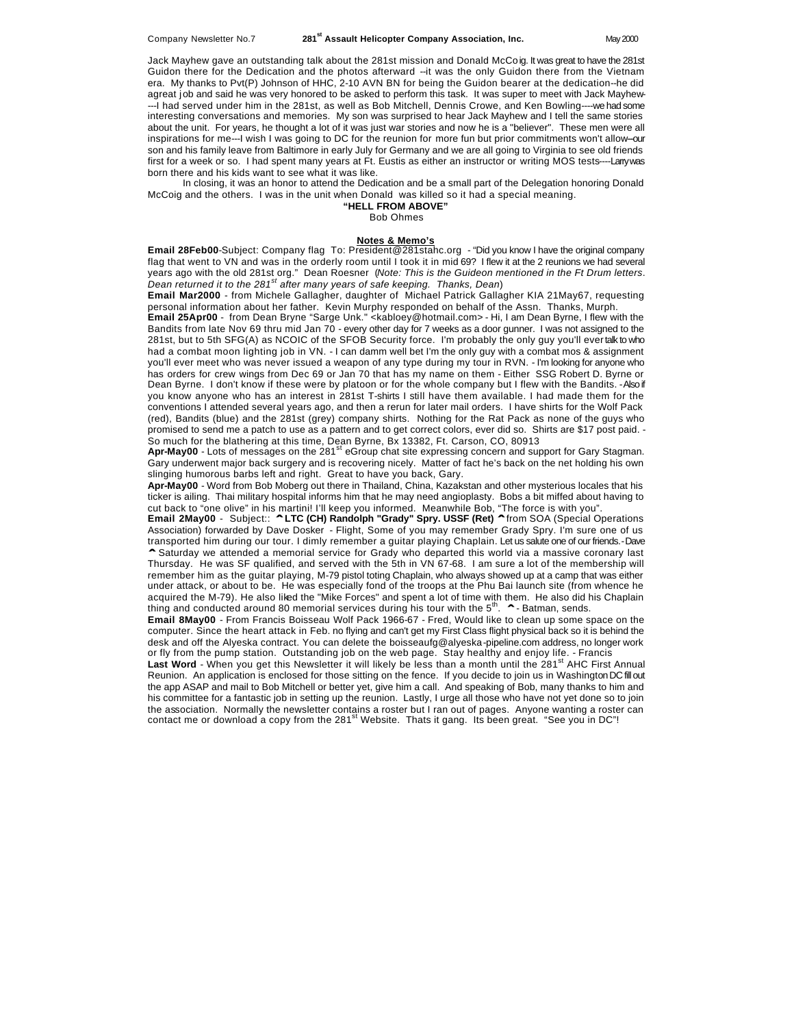Jack Mayhew gave an outstanding talk about the 281st mission and Donald McCoig. It was great to have the 281st Guidon there for the Dedication and the photos afterward --it was the only Guidon there from the Vietnam era. My thanks to Pvt(P) Johnson of HHC, 2-10 AVN BN for being the Guidon bearer at the dedication--he did agreat job and said he was very honored to be asked to perform this task. It was super to meet with Jack Mayhew----I had served under him in the 281st, as well as Bob Mitchell, Dennis Crowe, and Ken Bowling----we had some interesting conversations and memories. My son was surprised to hear Jack Mayhew and I tell the same stories about the unit. For years, he thought a lot of it was just war stories and now he is a "believer". These men were all inspirations for me---I wish I was going to DC for the reunion for more fun but prior commitments won't allow--our son and his family leave from Baltimore in early July for Germany and we are all going to Virginia to see old friends first for a week or so. I had spent many years at Ft. Eustis as either an instructor or writing MOS tests----Larry was born there and his kids want to see what it was like.

In closing, it was an honor to attend the Dedication and be a small part of the Delegation honoring Donald McCoig and the others. I was in the unit when Donald was killed so it had a special meaning.

**"HELL FROM ABOVE"**
Bob Ohmes

## Notes & Memo's

**Email 28Feb00**-Subject: Company flag To: President@281stahc.org - "Did you know I have the original company flag that went to VN and was in the orderly room until I took it in mid 69? I flew it at the 2 reunions we had several years ago with the old 281st org." Dean Roesner (*Note: This is the Guideon mentioned in the Ft Drum letters. Dean returned it to the 281st after many years of safe keeping. Thanks, Dean*)

**Email Mar2000** - from Michele Gallagher, daughter of Michael Patrick Gallagher KIA 21May67, requesting personal information about her father. Kevin Murphy responded on behalf of the Assn. Thanks, Murph.

**Email 25Apr00** - from Dean Bryne "Sarge Unk." <kabloey@hotmail.com> - Hi, I am Dean Byrne, I flew with the Bandits from late Nov 69 thru mid Jan 70 - every other day for 7 weeks as a door gunner. I was not assigned to the 281st, but to 5th SFG(A) as NCOIC of the SFOB Security force. I'm probably the only guy you'll ever talk to who had a combat moon lighting job in VN. - I can damm well bet I'm the only guy with a combat mos & assignment you'll ever meet who was never issued a weapon of any type during my tour in RVN. - I'm looking for anyone who has orders for crew wings from Dec 69 or Jan 70 that has my name on them - Either SSG Robert D. Byrne or Dean Byrne. I don't know if these were by platoon or for the whole company but I flew with the Bandits. -Also if you know anyone who has an interest in 281st T-shirts I still have them available. I had made them for the conventions I attended several years ago, and then a rerun for later mail orders. I have shirts for the Wolf Pack (red), Bandits (blue) and the 281st (grey) company shirts. Nothing for the Rat Pack as none of the guys who promised to send me a patch to use as a pattern and to get correct colors, ever did so. Shirts are $17 post paid. - So much for the blathering at this time, Dean Byrne, Bx 13382, Ft. Carson, CO, 80913

**Apr-May00** - Lots of messages on the 281st eGroup chat site expressing concern and support for Gary Stagman. Gary underwent major back surgery and is recovering nicely. Matter of fact he's back on the net holding his own slinging humorous barbs left and right. Great to have you back, Gary.

**Apr-May00** - Word from Bob Moberg out there in Thailand, China, Kazakstan and other mysterious locales that his ticker is ailing. Thai military hospital informs him that he may need angioplasty. Bobs a bit miffed about having to cut back to "one olive" in his martini! I'll keep you informed. Meanwhile Bob, "The force is with you".

**Email 2May00** - Subject:: ^ **LTC (CH) Randolph "Grady" Spry. USSF (Ret)** ^ from SOA (Special Operations Association) forwarded by Dave Dosker - Flight, Some of you may remember Grady Spry. I'm sure one of us transported him during our tour. I dimly remember a guitar playing Chaplain. Let us salute one of our friends. -Dave
^ Saturday we attended a memorial service for Grady who departed this world via a massive coronary last Thursday. He was SF qualified, and served with the 5th in VN 67-68. I am sure a lot of the membership will remember him as the guitar playing, M-79 pistol toting Chaplain, who always showed up at a camp that was either under attack, or about to be. He was especially fond of the troops at the Phu Bai launch site (from whence he acquired the M-79). He also liked the "Mike Forces" and spent a lot of time with them. He also did his Chaplain thing and conducted around 80 memorial services during his tour with the 5th. ^ - Batman, sends.

**Email 8May00** - From Francis Boisseau Wolf Pack 1966-67 - Fred, Would like to clean up some space on the computer. Since the heart attack in Feb. no flying and can't get my First Class flight physical back so it is behind the desk and off the Alyeska contract. You can delete the boisseaufg@alyeska-pipeline.com address, no longer work or fly from the pump station. Outstanding job on the web page. Stay healthy and enjoy life. - Francis

**Last Word** - When you get this Newsletter it will likely be less than a month until the 281st AHC First Annual Reunion. An application is enclosed for those sitting on the fence. If you decide to join us in Washington DC fill out the app ASAP and mail to Bob Mitchell or better yet, give him a call. And speaking of Bob, many thanks to him and his committee for a fantastic job in setting up the reunion. Lastly, I urge all those who have not yet done so to join the association. Normally the newsletter contains a roster but I ran out of pages. Anyone wanting a roster can contact me or download a copy from the 281st Website. Thats it gang. Its been great. "See you in DC"!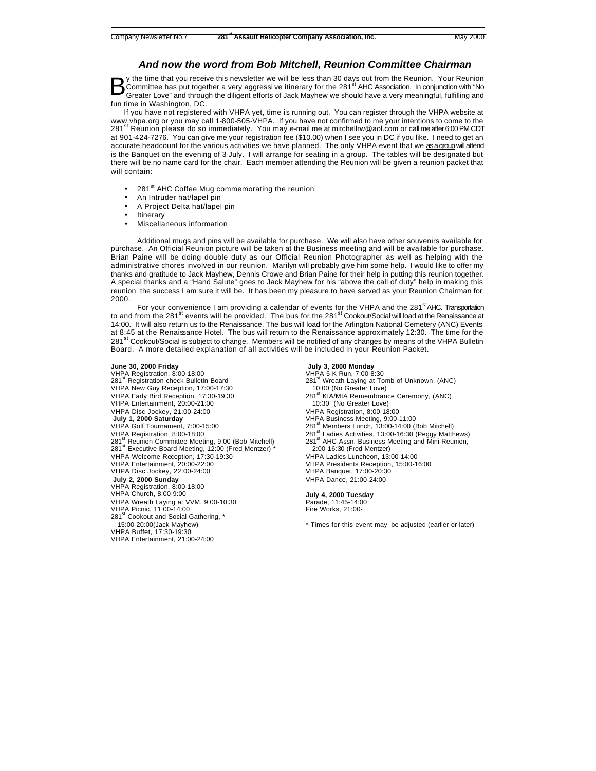## *And now the word from Bob Mitchell, Reunion Committee Chairman*

By the time that you receive this newsletter we will be less than 30 days out from the Reunion. Your Reunion Committee has put together a very aggressive itinerary for the 281st AHC Association. In conjunction with "No Greater Love" and through the diligent efforts of Jack Mayhew we should have a very meaningful, fulfilling and fun time in Washington, DC.

If you have not registered with VHPA yet, time is running out. You can register through the VHPA website at www.vhpa.org or you may call 1-800-505-VHPA. If you have not confirmed to me your intentions to come to the 281st Reunion please do so immediately. You may e-mail me at mitchellrw@aol.com or call me after 6:00 PM CDT at 901-424-7276. You can give me your registration fee ($10.00) when I see you in DC if you like. I need to get an accurate headcount for the various activities we have planned. The only VHPA event that we as a group will attend is the Banquet on the evening of 3 July. I will arrange for seating in a group. The tables will be designated but there will be no name card for the chair. Each member attending the Reunion will be given a reunion packet that will contain:

- 281st AHC Coffee Mug commemorating the reunion
- An Intruder hat/lapel pin
- A Project Delta hat/lapel pin
- Itinerary
- Miscellaneous information

Additional mugs and pins will be available for purchase. We will also have other souvenirs available for purchase. An Official Reunion picture will be taken at the Business meeting and will be available for purchase. Brian Paine will be doing double duty as our Official Reunion Photographer as well as helping with the administrative chores involved in our reunion. Marilyn will probably give him some help. I would like to offer my thanks and gratitude to Jack Mayhew, Dennis Crowe and Brian Paine for their help in putting this reunion together. A special thanks and a "Hand Salute" goes to Jack Mayhew for his "above the call of duty" help in making this reunion the success I am sure it will be. It has been my pleasure to have served as your Reunion Chairman for 2000.

For your convenience I am providing a calendar of events for the VHPA and the 281st AHC. Transportation to and from the 281st events will be provided. The bus for the 281st Cookout/Social will load at the Renaissance at 14:00. It will also return us to the Renaissance. The bus will load for the Arlington National Cemetery (ANC) Events at 8:45 at the Renaissance Hotel. The bus will return to the Renaissance approximately 12:30. The time for the 281st Cookout/Social is subject to change. Members will be notified of any changes by means of the VHPA Bulletin Board. A more detailed explanation of all activities will be included in your Reunion Packet.

**June 30, 2000 Friday**
VHPA Registration, 8:00-18:00
281st Registration check Bulletin Board
VHPA New Guy Reception, 17:00-17:30
VHPA Early Bird Reception, 17:30-19:30
VHPA Entertainment, 20:00-21:00
VHPA Disc Jockey, 21:00-24:00

**July 1, 2000 Saturday**
VHPA Golf Tournament, 7:00-15:00
VHPA Registration, 8:00-18:00
281st Reunion Committee Meeting, 9:00 (Bob Mitchell)
281st Executive Board Meeting, 12:00 (Fred Mentzer) *
VHPA Welcome Reception, 17:30-19:30
VHPA Entertainment, 20:00-22:00
VHPA Disc Jockey, 22:00-24:00

**July 2, 2000 Sunday**
VHPA Registration, 8:00-18:00
VHPA Church, 8:00-9:00
VHPA Wreath Laying at VVM, 9:00-10:30
VHPA Picnic, 11:00-14:00
281st Cookout and Social Gathering, *
15:00-20:00(Jack Mayhew)
VHPA Buffet, 17:30-19:30
VHPA Entertainment, 21:00-24:00

**July 3, 2000 Monday**
VHPA 5 K Run, 7:00-8:30
281st Wreath Laying at Tomb of Unknown, (ANC)
10:00 (No Greater Love)
281st KIA/MIA Remembrance Ceremony, (ANC)
10:30 (No Greater Love)
VHPA Registration, 8:00-18:00
VHPA Business Meeting, 9:00-11:00
281st Members Lunch, 13:00-14:00 (Bob Mitchell)
281st Ladies Activities, 13:00-16:30 (Peggy Matthews)
281st AHC Assn. Business Meeting and Mini-Reunion,
2:00-16:30 (Fred Mentzer)
VHPA Ladies Luncheon, 13:00-14:00
VHPA Presidents Reception, 15:00-16:00
VHPA Banquet, 17:00-20:30
VHPA Dance, 21:00-24:00

**July 4, 2000 Tuesday**
Parade, 11:45-14:00
Fire Works, 21:00-

\* Times for this event may be adjusted (earlier or later)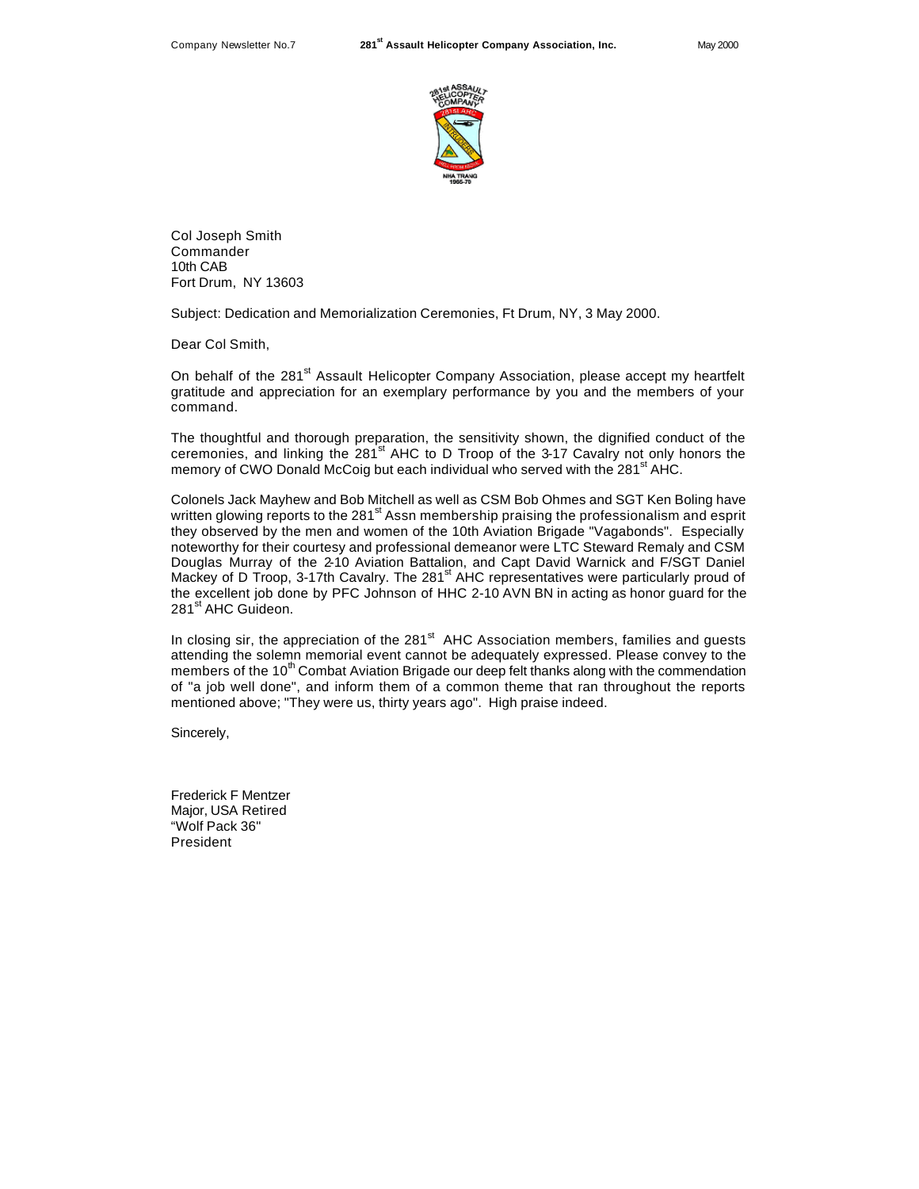Col Joseph Smith
Commander
10th CAB
Fort Drum, NY 13603

Subject: Dedication and Memorialization Ceremonies, Ft Drum, NY, 3 May 2000.

Dear Col Smith,

On behalf of the 281st Assault Helicopter Company Association, please accept my heartfelt gratitude and appreciation for an exemplary performance by you and the members of your command.

The thoughtful and thorough preparation, the sensitivity shown, the dignified conduct of the ceremonies, and linking the 281st AHC to D Troop of the 3-17 Cavalry not only honors the memory of CWO Donald McCoig but each individual who served with the 281st AHC.

Colonels Jack Mayhew and Bob Mitchell as well as CSM Bob Ohmes and SGT Ken Boling have written glowing reports to the 281st Assn membership praising the professionalism and esprit they observed by the men and women of the 10th Aviation Brigade "Vagabonds". Especially noteworthy for their courtesy and professional demeanor were LTC Steward Remaly and CSM Douglas Murray of the 2-10 Aviation Battalion, and Capt David Warnick and F/SGT Daniel Mackey of D Troop, 3-17th Cavalry. The 281st AHC representatives were particularly proud of the excellent job done by PFC Johnson of HHC 2-10 AVN BN in acting as honor guard for the 281st AHC Guideon.

In closing sir, the appreciation of the 281st AHC Association members, families and guests attending the solemn memorial event cannot be adequately expressed. Please convey to the members of the 10th Combat Aviation Brigade our deep felt thanks along with the commendation of "a job well done", and inform them of a common theme that ran throughout the reports mentioned above; "They were us, thirty years ago". High praise indeed.

Sincerely,

Frederick F Mentzer
Major, USA Retired
"Wolf Pack 36"
President